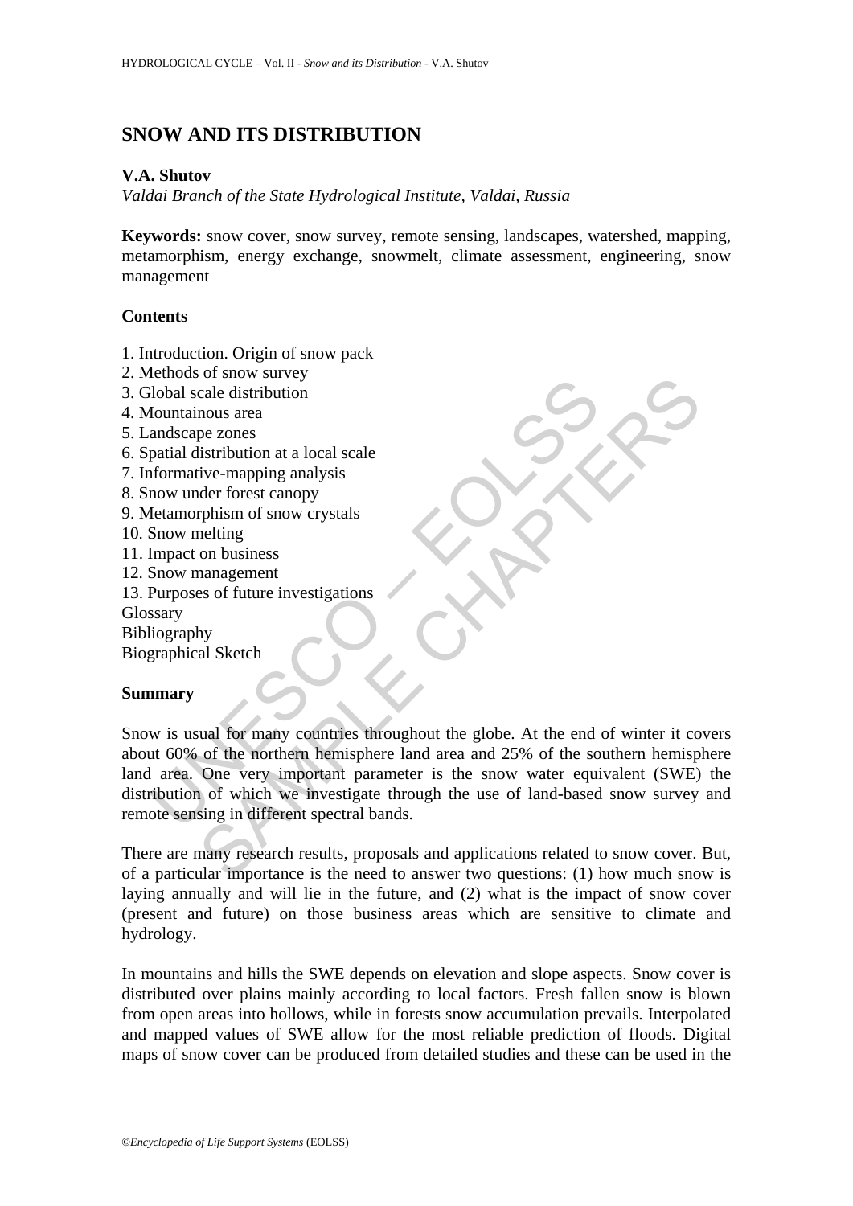# SNOW AND ITS DISTRIBUTION

**V.A. Shutov**

*Valdai Branch of the State Hydrological Institute, Valdai, Russia*

**Keywords:** snow cover, snow survey, remote sensing, landscapes, watershed, mapping, metamorphism, energy exchange, snowmelt, climate assessment, engineering, snow management

## Contents

1. Introduction. Origin of snow pack
2. Methods of snow survey
3. Global scale distribution
4. Mountainous area
5. Landscape zones
6. Spatial distribution at a local scale
7. Informative-mapping analysis
8. Snow under forest canopy
9. Metamorphism of snow crystals
10. Snow melting
11. Impact on business
12. Snow management
13. Purposes of future investigations

Glossary
Bibliography
Biographical Sketch

## Summary

Snow is usual for many countries throughout the globe. At the end of winter it covers about 60% of the northern hemisphere land area and 25% of the southern hemisphere land area. One very important parameter is the snow water equivalent (SWE) the distribution of which we investigate through the use of land-based snow survey and remote sensing in different spectral bands.

There are many research results, proposals and applications related to snow cover. But, of a particular importance is the need to answer two questions: (1) how much snow is laying annually and will lie in the future, and (2) what is the impact of snow cover (present and future) on those business areas which are sensitive to climate and hydrology.

In mountains and hills the SWE depends on elevation and slope aspects. Snow cover is distributed over plains mainly according to local factors. Fresh fallen snow is blown from open areas into hollows, while in forests snow accumulation prevails. Interpolated and mapped values of SWE allow for the most reliable prediction of floods. Digital maps of snow cover can be produced from detailed studies and these can be used in the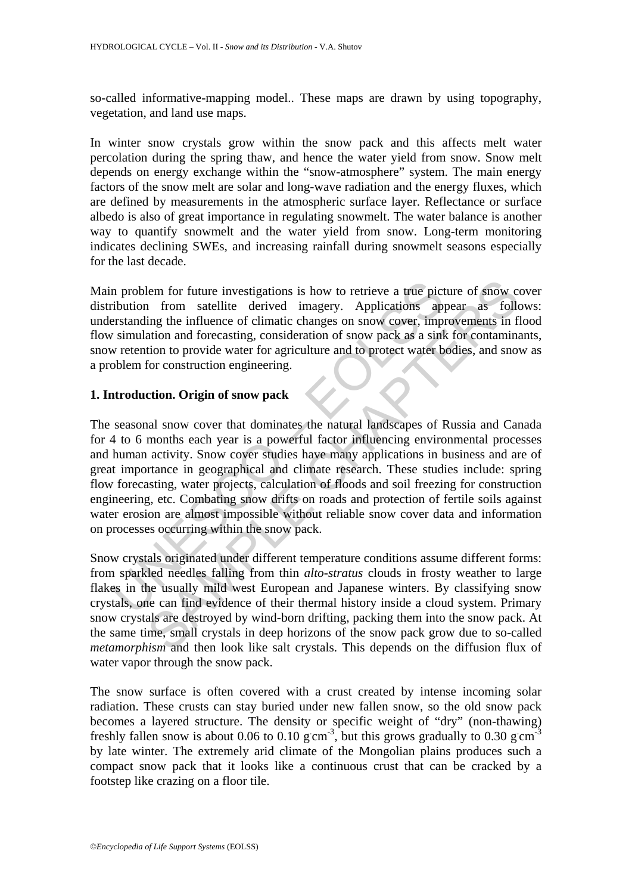so-called informative-mapping model.. These maps are drawn by using topography, vegetation, and land use maps.

In winter snow crystals grow within the snow pack and this affects melt water percolation during the spring thaw, and hence the water yield from snow. Snow melt depends on energy exchange within the "snow-atmosphere" system. The main energy factors of the snow melt are solar and long-wave radiation and the energy fluxes, which are defined by measurements in the atmospheric surface layer. Reflectance or surface albedo is also of great importance in regulating snowmelt. The water balance is another way to quantify snowmelt and the water yield from snow. Long-term monitoring indicates declining SWEs, and increasing rainfall during snowmelt seasons especially for the last decade.

Main problem for future investigations is how to retrieve a true picture of snow cover distribution from satellite derived imagery. Applications appear as follows: understanding the influence of climatic changes on snow cover, improvements in flood flow simulation and forecasting, consideration of snow pack as a sink for contaminants, snow retention to provide water for agriculture and to protect water bodies, and snow as a problem for construction engineering.

## 1. Introduction. Origin of snow pack

The seasonal snow cover that dominates the natural landscapes of Russia and Canada for 4 to 6 months each year is a powerful factor influencing environmental processes and human activity. Snow cover studies have many applications in business and are of great importance in geographical and climate research. These studies include: spring flow forecasting, water projects, calculation of floods and soil freezing for construction engineering, etc. Combating snow drifts on roads and protection of fertile soils against water erosion are almost impossible without reliable snow cover data and information on processes occurring within the snow pack.

Snow crystals originated under different temperature conditions assume different forms: from sparkled needles falling from thin *alto-stratus* clouds in frosty weather to large flakes in the usually mild west European and Japanese winters. By classifying snow crystals, one can find evidence of their thermal history inside a cloud system. Primary snow crystals are destroyed by wind-born drifting, packing them into the snow pack. At the same time, small crystals in deep horizons of the snow pack grow due to so-called *metamorphism* and then look like salt crystals. This depends on the diffusion flux of water vapor through the snow pack.

The snow surface is often covered with a crust created by intense incoming solar radiation. These crusts can stay buried under new fallen snow, so the old snow pack becomes a layered structure. The density or specific weight of "dry" (non-thawing) freshly fallen snow is about 0.06 to 0.10 $g \cdot cm^{-3}$, but this grows gradually to 0.30 $g \cdot cm^{-3}$ by late winter. The extremely arid climate of the Mongolian plains produces such a compact snow pack that it looks like a continuous crust that can be cracked by a footstep like crazing on a floor tile.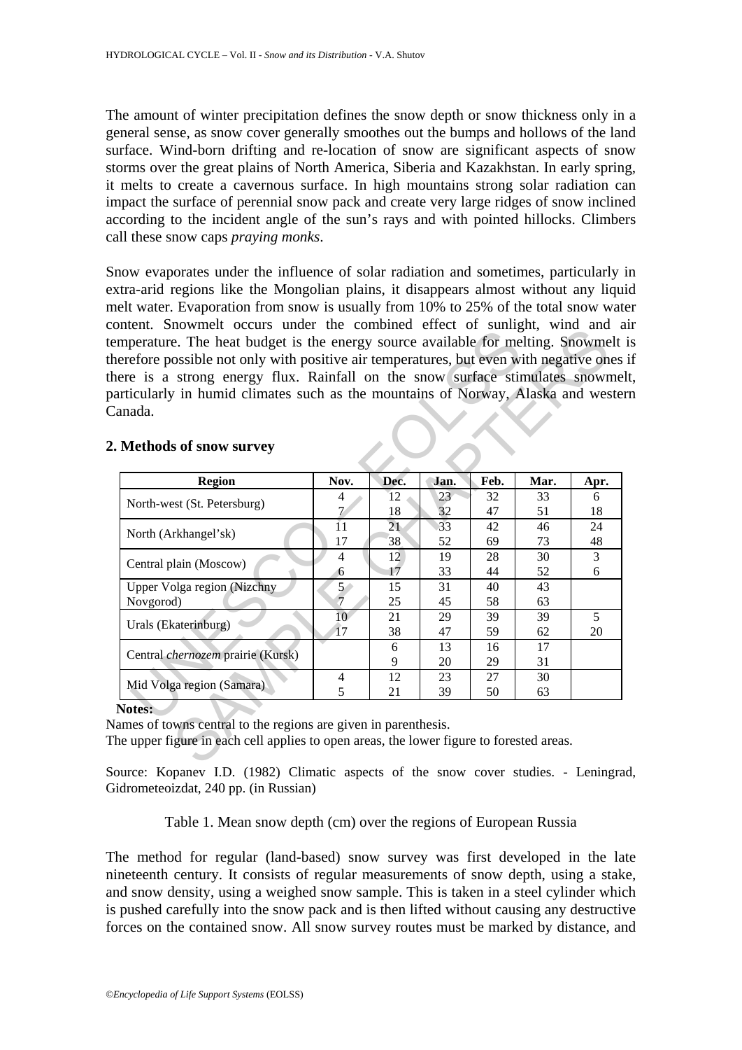The amount of winter precipitation defines the snow depth or snow thickness only in a general sense, as snow cover generally smoothes out the bumps and hollows of the land surface. Wind-born drifting and re-location of snow are significant aspects of snow storms over the great plains of North America, Siberia and Kazakhstan. In early spring, it melts to create a cavernous surface. In high mountains strong solar radiation can impact the surface of perennial snow pack and create very large ridges of snow inclined according to the incident angle of the sun's rays and with pointed hillocks. Climbers call these snow caps *praying monks*.

Snow evaporates under the influence of solar radiation and sometimes, particularly in extra-arid regions like the Mongolian plains, it disappears almost without any liquid melt water. Evaporation from snow is usually from 10% to 25% of the total snow water content. Snowmelt occurs under the combined effect of sunlight, wind and air temperature. The heat budget is the energy source available for melting. Snowmelt is therefore possible not only with positive air temperatures, but even with negative ones if there is a strong energy flux. Rainfall on the snow surface stimulates snowmelt, particularly in humid climates such as the mountains of Norway, Alaska and western Canada.

## 2. Methods of snow survey

| Region | Nov. | Dec. | Jan. | Feb. | Mar. | Apr. |
|---|---|---|---|---|---|---|
| North-west (St. Petersburg) | 4<br>7 | 12<br>18 | 23<br>32 | 32<br>47 | 33<br>51 | 6<br>18 |
| North (Arkhangel'sk) | 11<br>17 | 21<br>38 | 33<br>52 | 42<br>69 | 46<br>73 | 24<br>48 |
| Central plain (Moscow) | 4<br>6 | 12<br>17 | 19<br>33 | 28<br>44 | 30<br>52 | 3<br>6 |
| Upper Volga region (Nizchny Novgorod) | 5<br>7 | 15<br>25 | 31<br>45 | 40<br>58 | 43<br>63 | |
| Urals (Ekaterinburg) | 10<br>17 | 21<br>38 | 29<br>47 | 39<br>59 | 39<br>62 | 5<br>20 |
| Central *chernozem* prairie (Kursk) | | 6<br>9 | 13<br>20 | 16<br>29 | 17<br>31 | |
| Mid Volga region (Samara) | 4<br>5 | 12<br>21 | 23<br>39 | 27<br>50 | 30<br>63 | |

**Notes:**

Names of towns central to the regions are given in parenthesis.

The upper figure in each cell applies to open areas, the lower figure to forested areas.

Source: Kopanev I.D. (1982) Climatic aspects of the snow cover studies. - Leningrad, Gidrometeoizdat, 240 pp. (in Russian)

Table 1. Mean snow depth (cm) over the regions of European Russia

The method for regular (land-based) snow survey was first developed in the late nineteenth century. It consists of regular measurements of snow depth, using a stake, and snow density, using a weighed snow sample. This is taken in a steel cylinder which is pushed carefully into the snow pack and is then lifted without causing any destructive forces on the contained snow. All snow survey routes must be marked by distance, and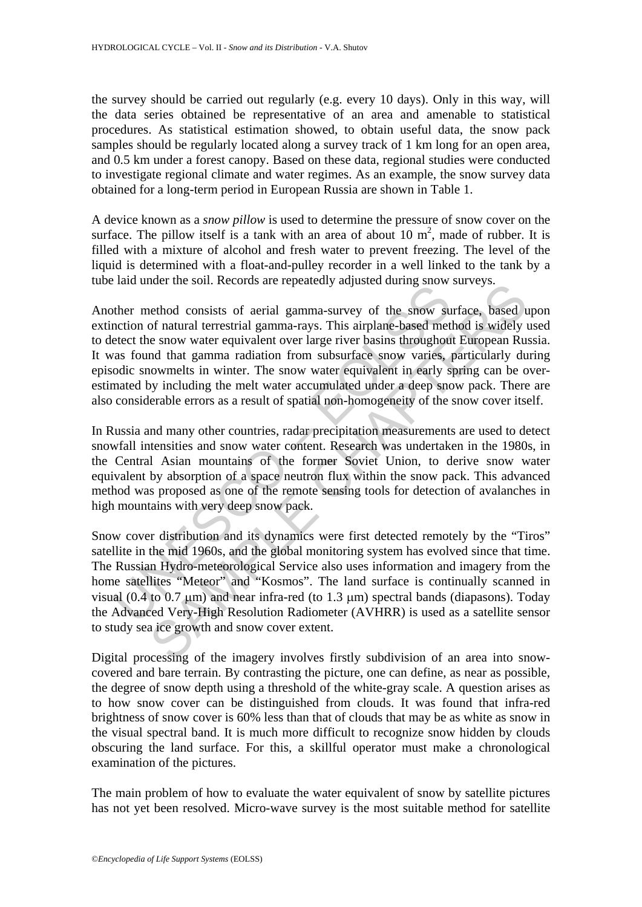the survey should be carried out regularly (e.g. every 10 days). Only in this way, will the data series obtained be representative of an area and amenable to statistical procedures. As statistical estimation showed, to obtain useful data, the snow pack samples should be regularly located along a survey track of 1 km long for an open area, and 0.5 km under a forest canopy. Based on these data, regional studies were conducted to investigate regional climate and water regimes. As an example, the snow survey data obtained for a long-term period in European Russia are shown in Table 1.

A device known as a *snow pillow* is used to determine the pressure of snow cover on the surface. The pillow itself is a tank with an area of about 10 $m^2$, made of rubber. It is filled with a mixture of alcohol and fresh water to prevent freezing. The level of the liquid is determined with a float-and-pulley recorder in a well linked to the tank by a tube laid under the soil. Records are repeatedly adjusted during snow surveys.

Another method consists of aerial gamma-survey of the snow surface, based upon extinction of natural terrestrial gamma-rays. This airplane-based method is widely used to detect the snow water equivalent over large river basins throughout European Russia. It was found that gamma radiation from subsurface snow varies, particularly during episodic snowmelts in winter. The snow water equivalent in early spring can be over-estimated by including the melt water accumulated under a deep snow pack. There are also considerable errors as a result of spatial non-homogeneity of the snow cover itself.

In Russia and many other countries, radar precipitation measurements are used to detect snowfall intensities and snow water content. Research was undertaken in the 1980s, in the Central Asian mountains of the former Soviet Union, to derive snow water equivalent by absorption of a space neutron flux within the snow pack. This advanced method was proposed as one of the remote sensing tools for detection of avalanches in high mountains with very deep snow pack.

Snow cover distribution and its dynamics were first detected remotely by the "Tiros" satellite in the mid 1960s, and the global monitoring system has evolved since that time. The Russian Hydro-meteorological Service also uses information and imagery from the home satellites "Meteor" and "Kosmos". The land surface is continually scanned in visual (0.4 to 0.7 μm) and near infra-red (to 1.3 μm) spectral bands (diapasons). Today the Advanced Very-High Resolution Radiometer (AVHRR) is used as a satellite sensor to study sea ice growth and snow cover extent.

Digital processing of the imagery involves firstly subdivision of an area into snow-covered and bare terrain. By contrasting the picture, one can define, as near as possible, the degree of snow depth using a threshold of the white-gray scale. A question arises as to how snow cover can be distinguished from clouds. It was found that infra-red brightness of snow cover is 60% less than that of clouds that may be as white as snow in the visual spectral band. It is much more difficult to recognize snow hidden by clouds obscuring the land surface. For this, a skillful operator must make a chronological examination of the pictures.

The main problem of how to evaluate the water equivalent of snow by satellite pictures has not yet been resolved. Micro-wave survey is the most suitable method for satellite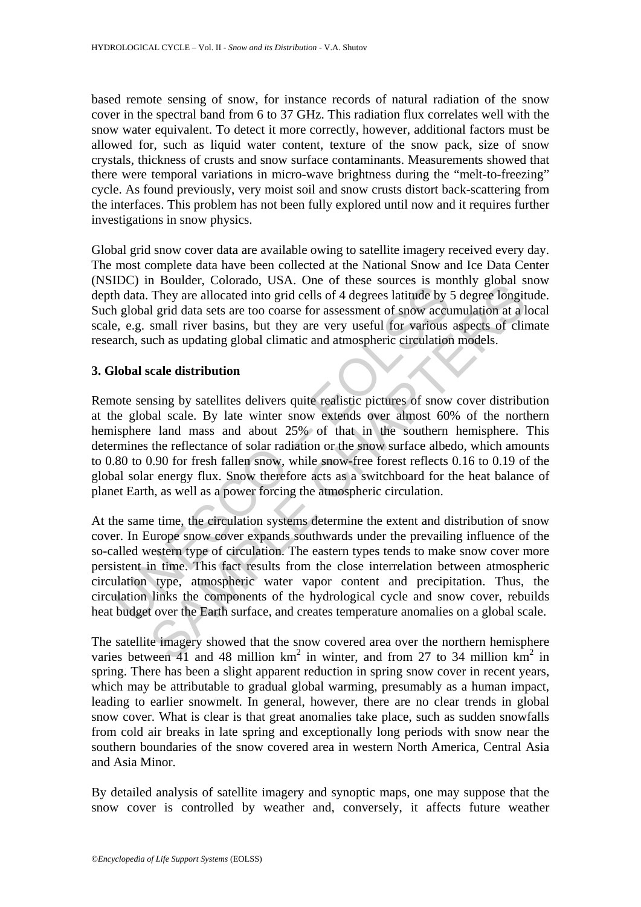based remote sensing of snow, for instance records of natural radiation of the snow cover in the spectral band from 6 to 37 GHz. This radiation flux correlates well with the snow water equivalent. To detect it more correctly, however, additional factors must be allowed for, such as liquid water content, texture of the snow pack, size of snow crystals, thickness of crusts and snow surface contaminants. Measurements showed that there were temporal variations in micro-wave brightness during the "melt-to-freezing" cycle. As found previously, very moist soil and snow crusts distort back-scattering from the interfaces. This problem has not been fully explored until now and it requires further investigations in snow physics.

Global grid snow cover data are available owing to satellite imagery received every day. The most complete data have been collected at the National Snow and Ice Data Center (NSIDC) in Boulder, Colorado, USA. One of these sources is monthly global snow depth data. They are allocated into grid cells of 4 degrees latitude by 5 degree longitude. Such global grid data sets are too coarse for assessment of snow accumulation at a local scale, e.g. small river basins, but they are very useful for various aspects of climate research, such as updating global climatic and atmospheric circulation models.

## 3. Global scale distribution

Remote sensing by satellites delivers quite realistic pictures of snow cover distribution at the global scale. By late winter snow extends over almost 60% of the northern hemisphere land mass and about 25% of that in the southern hemisphere. This determines the reflectance of solar radiation or the snow surface albedo, which amounts to 0.80 to 0.90 for fresh fallen snow, while snow-free forest reflects 0.16 to 0.19 of the global solar energy flux. Snow therefore acts as a switchboard for the heat balance of planet Earth, as well as a power forcing the atmospheric circulation.

At the same time, the circulation systems determine the extent and distribution of snow cover. In Europe snow cover expands southwards under the prevailing influence of the so-called western type of circulation. The eastern types tends to make snow cover more persistent in time. This fact results from the close interrelation between atmospheric circulation type, atmospheric water vapor content and precipitation. Thus, the circulation links the components of the hydrological cycle and snow cover, rebuilds heat budget over the Earth surface, and creates temperature anomalies on a global scale.

The satellite imagery showed that the snow covered area over the northern hemisphere varies between 41 and 48 million km$^2$ in winter, and from 27 to 34 million km$^2$ in spring. There has been a slight apparent reduction in spring snow cover in recent years, which may be attributable to gradual global warming, presumably as a human impact, leading to earlier snowmelt. In general, however, there are no clear trends in global snow cover. What is clear is that great anomalies take place, such as sudden snowfalls from cold air breaks in late spring and exceptionally long periods with snow near the southern boundaries of the snow covered area in western North America, Central Asia and Asia Minor.

By detailed analysis of satellite imagery and synoptic maps, one may suppose that the snow cover is controlled by weather and, conversely, it affects future weather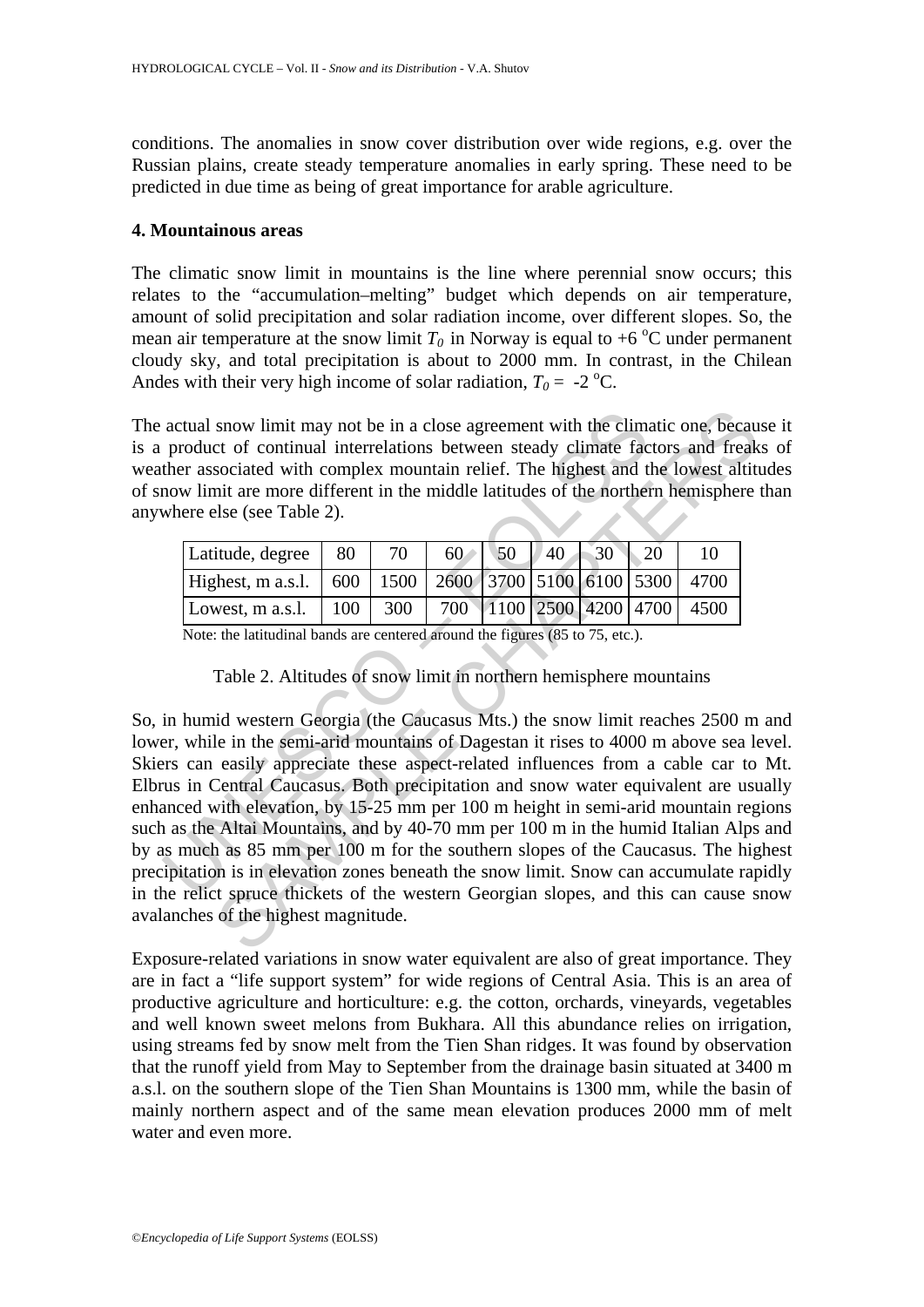conditions. The anomalies in snow cover distribution over wide regions, e.g. over the Russian plains, create steady temperature anomalies in early spring. These need to be predicted in due time as being of great importance for arable agriculture.

## 4. Mountainous areas

The climatic snow limit in mountains is the line where perennial snow occurs; this relates to the "accumulation–melting" budget which depends on air temperature, amount of solid precipitation and solar radiation income, over different slopes. So, the mean air temperature at the snow limit $T_0$ in Norway is equal to +6 °C under permanent cloudy sky, and total precipitation is about to 2000 mm. In contrast, in the Chilean Andes with their very high income of solar radiation, $T_0$ = -2 °C.

The actual snow limit may not be in a close agreement with the climatic one, because it is a product of continual interrelations between steady climate factors and freaks of weather associated with complex mountain relief. The highest and the lowest altitudes of snow limit are more different in the middle latitudes of the northern hemisphere than anywhere else (see Table 2).

| Latitude, degree | 80 | 70 | 60 | 50 | 40 | 30 | 20 | 10 |
|---|---|---|---|---|---|---|---|---|
| Highest, m a.s.l. | 600 | 1500 | 2600 | 3700 | 5100 | 6100 | 5300 | 4700 |
| Lowest, m a.s.l. | 100 | 300 | 700 | 1100 | 2500 | 4200 | 4700 | 4500 |

Note: the latitudinal bands are centered around the figures (85 to 75, etc.).

Table 2. Altitudes of snow limit in northern hemisphere mountains

So, in humid western Georgia (the Caucasus Mts.) the snow limit reaches 2500 m and lower, while in the semi-arid mountains of Dagestan it rises to 4000 m above sea level. Skiers can easily appreciate these aspect-related influences from a cable car to Mt. Elbrus in Central Caucasus. Both precipitation and snow water equivalent are usually enhanced with elevation, by 15-25 mm per 100 m height in semi-arid mountain regions such as the Altai Mountains, and by 40-70 mm per 100 m in the humid Italian Alps and by as much as 85 mm per 100 m for the southern slopes of the Caucasus. The highest precipitation is in elevation zones beneath the snow limit. Snow can accumulate rapidly in the relict spruce thickets of the western Georgian slopes, and this can cause snow avalanches of the highest magnitude.

Exposure-related variations in snow water equivalent are also of great importance. They are in fact a "life support system" for wide regions of Central Asia. This is an area of productive agriculture and horticulture: e.g. the cotton, orchards, vineyards, vegetables and well known sweet melons from Bukhara. All this abundance relies on irrigation, using streams fed by snow melt from the Tien Shan ridges. It was found by observation that the runoff yield from May to September from the drainage basin situated at 3400 m a.s.l. on the southern slope of the Tien Shan Mountains is 1300 mm, while the basin of mainly northern aspect and of the same mean elevation produces 2000 mm of melt water and even more.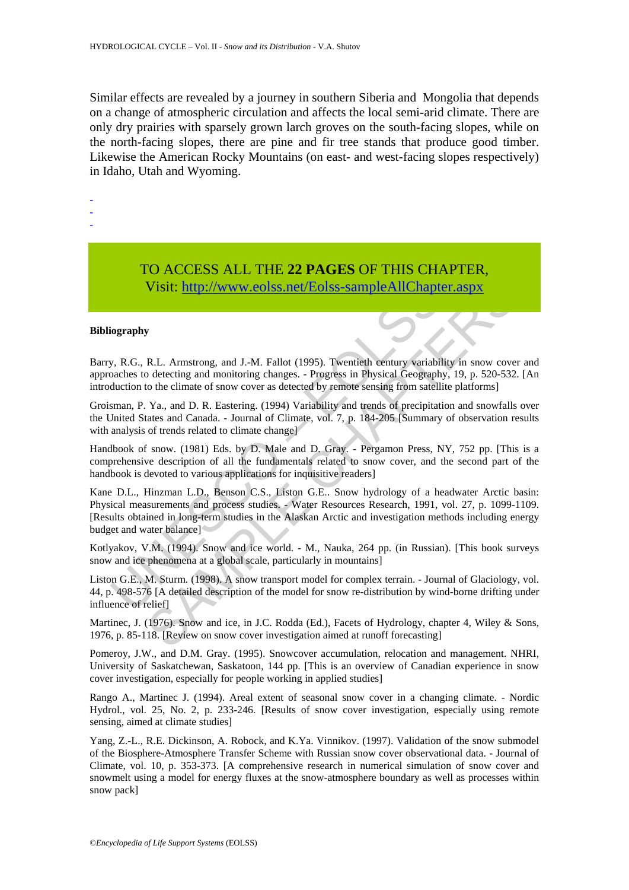Similar effects are revealed by a journey in southern Siberia and Mongolia that depends on a change of atmospheric circulation and affects the local semi-arid climate. There are only dry prairies with sparsely grown larch groves on the south-facing slopes, while on the north-facing slopes, there are pine and fir tree stands that produce good timber. Likewise the American Rocky Mountains (on east- and west-facing slopes respectively) in Idaho, Utah and Wyoming.

-
-
-

TO ACCESS ALL THE **22 PAGES** OF THIS CHAPTER,
Visit: http://www.eolss.net/Eolss-sampleAllChapter.aspx

**Bibliography**

Barry, R.G., R.L. Armstrong, and J.-M. Fallot (1995). Twentieth century variability in snow cover and approaches to detecting and monitoring changes. - Progress in Physical Geography, 19, p. 520-532. [An introduction to the climate of snow cover as detected by remote sensing from satellite platforms]

Groisman, P. Ya., and D. R. Eastering. (1994) Variability and trends of precipitation and snowfalls over the United States and Canada. - Journal of Climate, vol. 7, p. 184-205 [Summary of observation results with analysis of trends related to climate change]

Handbook of snow. (1981) Eds. by D. Male and D. Gray. - Pergamon Press, NY, 752 pp. [This is a comprehensive description of all the fundamentals related to snow cover, and the second part of the handbook is devoted to various applications for inquisitive readers]

Kane D.L., Hinzman L.D., Benson C.S., Liston G.E.. Snow hydrology of a headwater Arctic basin: Physical measurements and process studies. - Water Resources Research, 1991, vol. 27, p. 1099-1109. [Results obtained in long-term studies in the Alaskan Arctic and investigation methods including energy budget and water balance]

Kotlyakov, V.M. (1994). Snow and ice world. - M., Nauka, 264 pp. (in Russian). [This book surveys snow and ice phenomena at a global scale, particularly in mountains]

Liston G.E., M. Sturm. (1998). A snow transport model for complex terrain. - Journal of Glaciology, vol. 44, p. 498-576 [A detailed description of the model for snow re-distribution by wind-borne drifting under influence of relief]

Martinec, J. (1976). Snow and ice, in J.C. Rodda (Ed.), Facets of Hydrology, chapter 4, Wiley & Sons, 1976, p. 85-118. [Review on snow cover investigation aimed at runoff forecasting]

Pomeroy, J.W., and D.M. Gray. (1995). Snowcover accumulation, relocation and management. NHRI, University of Saskatchewan, Saskatoon, 144 pp. [This is an overview of Canadian experience in snow cover investigation, especially for people working in applied studies]

Rango A., Martinec J. (1994). Areal extent of seasonal snow cover in a changing climate. - Nordic Hydrol., vol. 25, No. 2, p. 233-246. [Results of snow cover investigation, especially using remote sensing, aimed at climate studies]

Yang, Z.-L., R.E. Dickinson, A. Robock, and K.Ya. Vinnikov. (1997). Validation of the snow submodel of the Biosphere-Atmosphere Transfer Scheme with Russian snow cover observational data. - Journal of Climate, vol. 10, p. 353-373. [A comprehensive research in numerical simulation of snow cover and snowmelt using a model for energy fluxes at the snow-atmosphere boundary as well as processes within snow pack]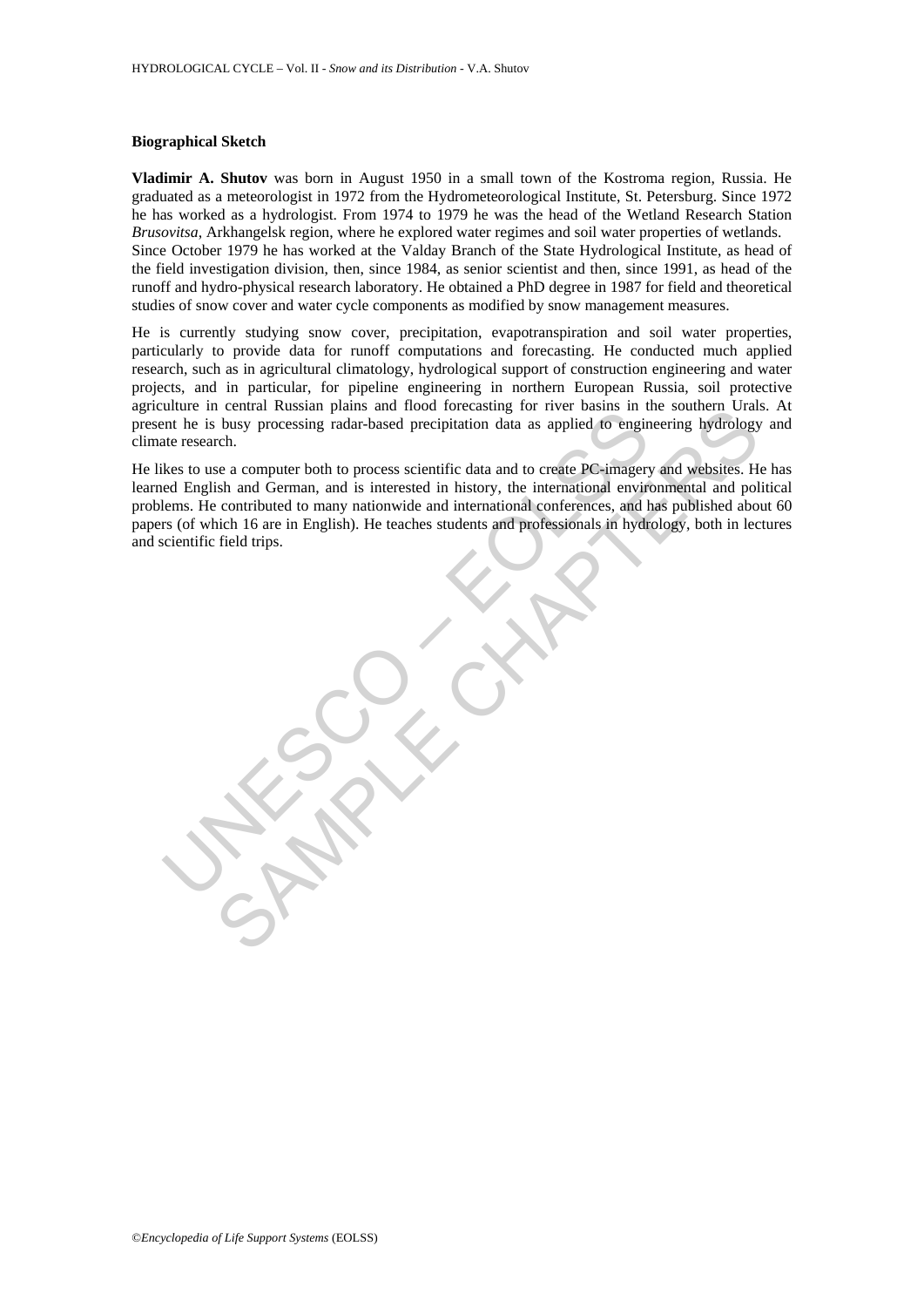**Biographical Sketch**

**Vladimir A. Shutov** was born in August 1950 in a small town of the Kostroma region, Russia. He graduated as a meteorologist in 1972 from the Hydrometeorological Institute, St. Petersburg. Since 1972 he has worked as a hydrologist. From 1974 to 1979 he was the head of the Wetland Research Station *Brusovitsa*, Arkhangelsk region, where he explored water regimes and soil water properties of wetlands. Since October 1979 he has worked at the Valday Branch of the State Hydrological Institute, as head of the field investigation division, then, since 1984, as senior scientist and then, since 1991, as head of the runoff and hydro-physical research laboratory. He obtained a PhD degree in 1987 for field and theoretical studies of snow cover and water cycle components as modified by snow management measures.

He is currently studying snow cover, precipitation, evapotranspiration and soil water properties, particularly to provide data for runoff computations and forecasting. He conducted much applied research, such as in agricultural climatology, hydrological support of construction engineering and water projects, and in particular, for pipeline engineering in northern European Russia, soil protective agriculture in central Russian plains and flood forecasting for river basins in the southern Urals. At present he is busy processing radar-based precipitation data as applied to engineering hydrology and climate research.

He likes to use a computer both to process scientific data and to create PC-imagery and websites. He has learned English and German, and is interested in history, the international environmental and political problems. He contributed to many nationwide and international conferences, and has published about 60 papers (of which 16 are in English). He teaches students and professionals in hydrology, both in lectures and scientific field trips.